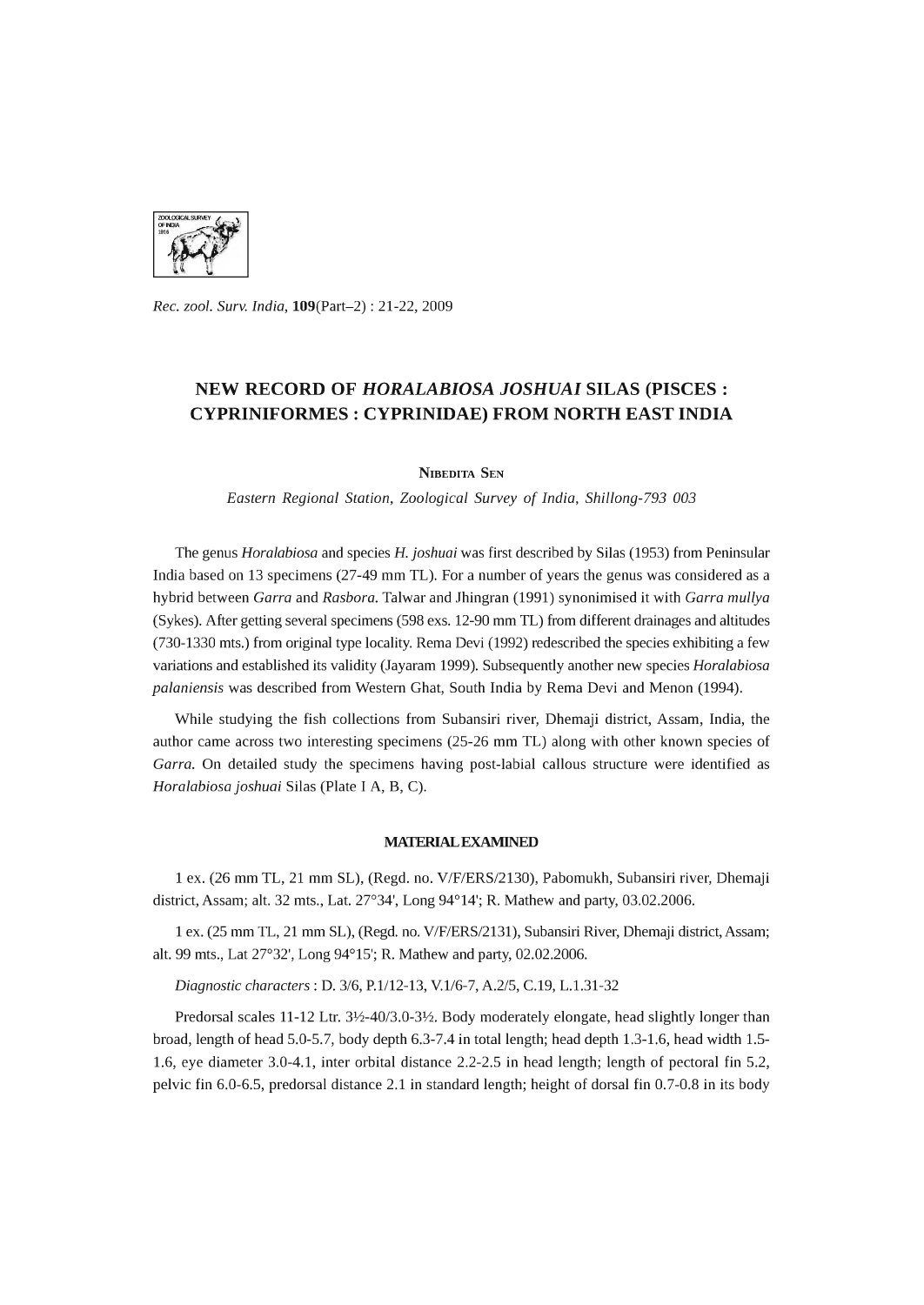Rec. zool. Surv. India, **109**(Part–2) : 21-22, 2009

# NEW RECORD OF *HORALABIOSA JOSHUAI* SILAS (PISCES : CYPRINIFORMES : CYPRINIDAE) FROM NORTH EAST INDIA

NIBEDITA SEN

*Eastern Regional Station, Zoological Survey of India, Shillong-793 003*

The genus *Horalabiosa* and species *H. joshuai* was first described by Silas (1953) from Peninsular India based on 13 specimens (27-49 mm TL). For a number of years the genus was considered as a hybrid between *Garra* and *Rasbora.* Talwar and Jhingran (1991) synonimised it with *Garra mullya* (Sykes). After getting several specimens (598 exs. 12-90 mm TL) from different drainages and altitudes (730-1330 mts.) from original type locality. Rema Devi (1992) redescribed the species exhibiting a few variations and established its validity (Jayaram 1999). Subsequently another new species *Horalabiosa palaniensis* was described from Western Ghat, South India by Rema Devi and Menon (1994).

While studying the fish collections from Subansiri river, Dhemaji district, Assam, India, the author came across two interesting specimens (25-26 mm TL) along with other known species of *Garra.* On detailed study the specimens having post-labial callous structure were identified as *Horalabiosa joshuai* Silas (Plate I A, B, C).

## MATERIAL EXAMINED

1 ex. (26 mm TL, 21 mm SL), (Regd. no. V/F/ERS/2130), Pabomukh, Subansiri river, Dhemaji district, Assam; alt. 32 mts., Lat. 27°34', Long 94°14'; R. Mathew and party, 03.02.2006.

1 ex. (25 mm TL, 21 mm SL), (Regd. no. V/F/ERS/2131), Subansiri River, Dhemaji district, Assam; alt. 99 mts., Lat 27°32', Long 94°15'; R. Mathew and party, 02.02.2006.

*Diagnostic characters* : D. 3/6, P.1/12-13, V.1/6-7, A.2/5, C.19, L.1.31-32

Predorsal scales 11-12 Ltr. 3½-40/3.0-3½. Body moderately elongate, head slightly longer than broad, length of head 5.0-5.7, body depth 6.3-7.4 in total length; head depth 1.3-1.6, head width 1.5-1.6, eye diameter 3.0-4.1, inter orbital distance 2.2-2.5 in head length; length of pectoral fin 5.2, pelvic fin 6.0-6.5, predorsal distance 2.1 in standard length; height of dorsal fin 0.7-0.8 in its body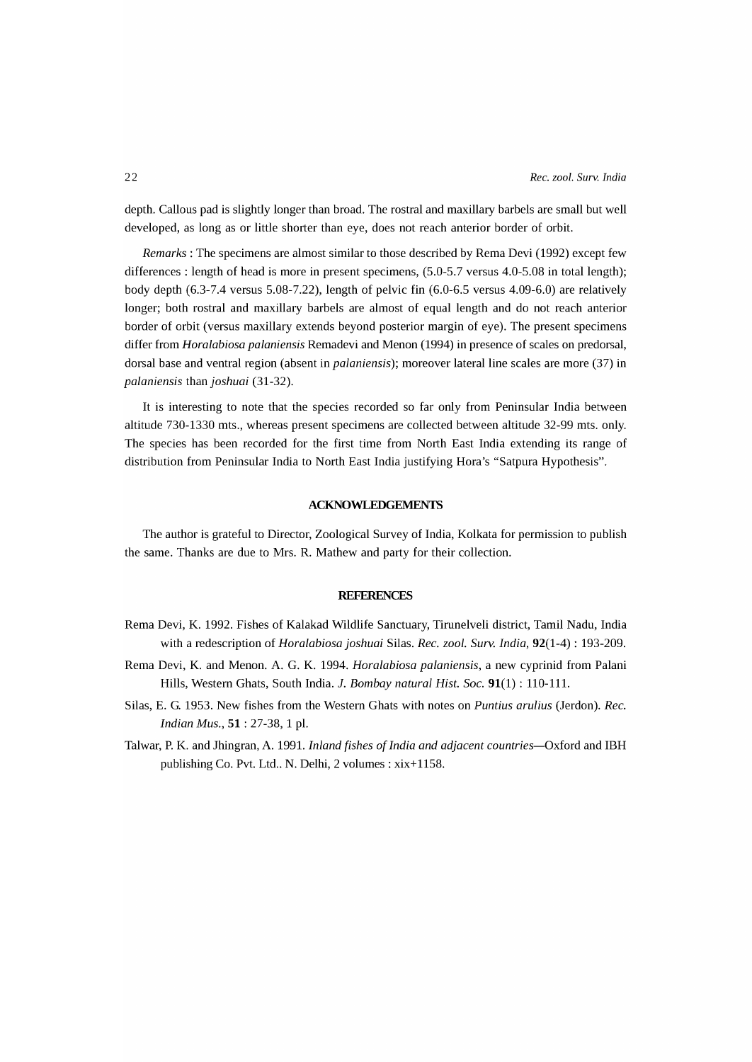depth. Callous pad is slightly longer than broad. The rostral and maxillary barbels are small but well developed, as long as or little shorter than eye, does not reach anterior border of orbit.

*Remarks* : The specimens are almost similar to those described by Rema Devi (1992) except few differences : length of head is more in present specimens, (5.0-5.7 versus 4.0-5.08 in total length); body depth (6.3-7.4 versus 5.08-7.22), length of pelvic fin (6.0-6.5 versus 4.09-6.0) are relatively longer; both rostral and maxillary barbels are almost of equal length and do not reach anterior border of orbit (versus maxillary extends beyond posterior margin of eye). The present specimens differ from *Horalabiosa palaniensis* Remadevi and Menon (1994) in presence of scales on predorsal, dorsal base and ventral region (absent in *palaniensis*); moreover lateral line scales are more (37) in *palaniensis* than *joshuai* (31-32).

It is interesting to note that the species recorded so far only from Peninsular India between altitude 730-1330 mts., whereas present specimens are collected between altitude 32-99 mts. only. The species has been recorded for the first time from North East India extending its range of distribution from Peninsular India to North East India justifying Hora's "Satpura Hypothesis".

## ACKNOWLEDGEMENTS

The author is grateful to Director, Zoological Survey of India, Kolkata for permission to publish the same. Thanks are due to Mrs. R. Mathew and party for their collection.

## REFERENCES

Rema Devi, K. 1992. Fishes of Kalakad Wildlife Sanctuary, Tirunelveli district, Tamil Nadu, India with a redescription of *Horalabiosa joshuai* Silas. *Rec. zool. Surv. India*, **92**(1-4) : 193-209.

Rema Devi, K. and Menon. A. G. K. 1994. *Horalabiosa palaniensis*, a new cyprinid from Palani Hills, Western Ghats, South India. *J. Bombay natural Hist. Soc.* **91**(1) : 110-111.

Silas, E. G. 1953. New fishes from the Western Ghats with notes on *Puntius arulius* (Jerdon). *Rec. Indian Mus.*, **51** : 27-38, 1 pl.

Talwar, P. K. and Jhingran, A. 1991. *Inland fishes of India and adjacent countries*—Oxford and IBH publishing Co. Pvt. Ltd.. N. Delhi, 2 volumes : xix+1158.